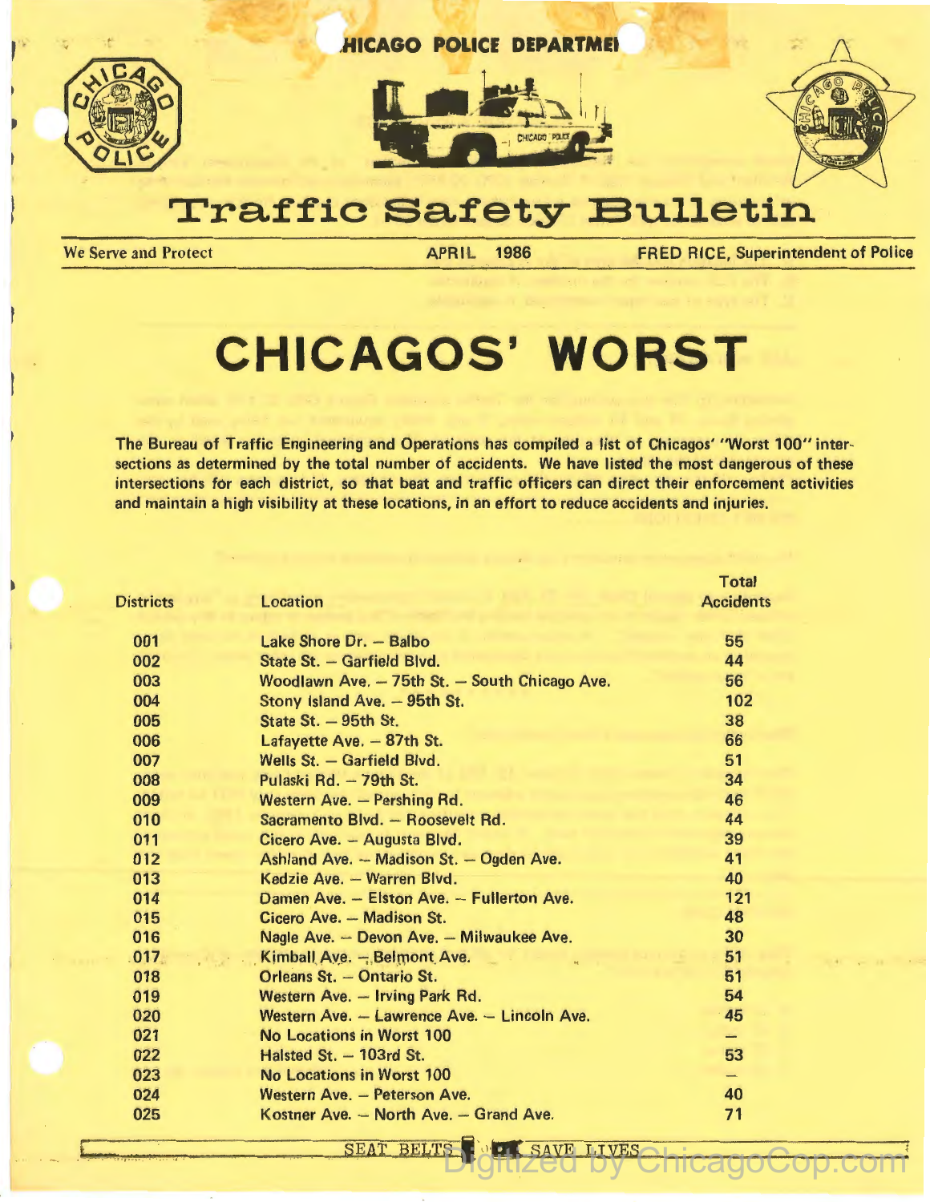CHICAGO POLICE DEPARTMENT

# Traffic Safety Bulletin

We Serve and Protect | APRIL 1986 | FRED RICE, Superintendent of Police

# CHICAGOS' WORST

**The Bureau of Traffic Engineering and Operations has compiled a list of Chicagos' "Worst 100" intersections as determined by the total number of accidents. We have listed the most dangerous of these intersections for each district, so that beat and traffic officers can direct their enforcement activities and maintain a high visibility at these locations, in an effort to reduce accidents and injuries.**

| Districts | Location | Total Accidents |
|---|---|---|
| 001 | Lake Shore Dr. – Balbo | 55 |
| 002 | State St. – Garfield Blvd. | 44 |
| 003 | Woodlawn Ave. – 75th St. – South Chicago Ave. | 56 |
| 004 | Stony Island Ave. – 95th St. | 102 |
| 005 | State St. – 95th St. | 38 |
| 006 | Lafayette Ave. – 87th St. | 66 |
| 007 | Wells St. – Garfield Blvd. | 51 |
| 008 | Pulaski Rd. – 79th St. | 34 |
| 009 | Western Ave. – Pershing Rd. | 46 |
| 010 | Sacramento Blvd. – Roosevelt Rd. | 44 |
| 011 | Cicero Ave. – Augusta Blvd. | 39 |
| 012 | Ashland Ave. – Madison St. – Ogden Ave. | 41 |
| 013 | Kedzie Ave. – Warren Blvd. | 40 |
| 014 | Damen Ave. – Elston Ave. – Fullerton Ave. | 121 |
| 015 | Cicero Ave. – Madison St. | 48 |
| 016 | Nagle Ave. – Devon Ave. – Milwaukee Ave. | 30 |
| 017 | Kimball Ave. – Belmont Ave. | 51 |
| 018 | Orleans St. – Ontario St. | 51 |
| 019 | Western Ave. – Irving Park Rd. | 54 |
| 020 | Western Ave. – Lawrence Ave. – Lincoln Ave. | 45 |
| 021 | No Locations in Worst 100 | – |
| 022 | Halsted St. – 103rd St. | 53 |
| 023 | No Locations in Worst 100 | – |
| 024 | Western Ave. – Peterson Ave. | 40 |
| 025 | Kostner Ave. – North Ave. – Grand Ave. | 71 |

SEAT BELTS SAVE LIVES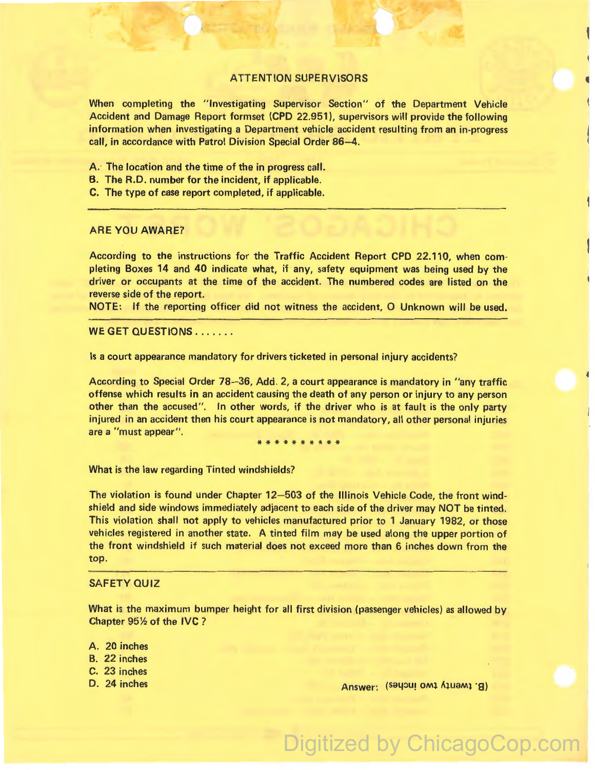## ATTENTION SUPERVISORS

When completing the "Investigating Supervisor Section" of the Department Vehicle Accident and Damage Report formset (CPD 22.951), supervisors will provide the following information when investigating a Department vehicle accident resulting from an in-progress call, in accordance with Patrol Division Special Order 86–4.

A. The location and the time of the in progress call.
B. The R.D. number for the incident, if applicable.
C. The type of case report completed, if applicable.

---

## ARE YOU AWARE?

According to the instructions for the Traffic Accident Report CPD 22.110, when completing Boxes 14 and 40 indicate what, if any, safety equipment was being used by the driver or occupants at the time of the accident. The numbered codes are listed on the reverse side of the report.

NOTE: If the reporting officer did not witness the accident, 0 Unknown will be used.

---

## WE GET QUESTIONS . . . . . . .

Is a court appearance mandatory for drivers ticketed in personal injury accidents?

According to Special Order 78–36, Add. 2, a court appearance is mandatory in "any traffic offense which results in an accident causing the death of any person or injury to any person other than the accused". In other words, if the driver who is at fault is the only party injured in an accident then his court appearance is not mandatory, all other personal injuries are a "must appear".

* * * * * * * * * *

What is the law regarding Tinted windshields?

The violation is found under Chapter 12–503 of the Illinois Vehicle Code, the front windshield and side windows immediately adjacent to each side of the driver may NOT be tinted. This violation shall not apply to vehicles manufactured prior to 1 January 1982, or those vehicles registered in another state. A tinted film may be used along the upper portion of the front windshield if such material does not exceed more than 6 inches down from the top.

---

## SAFETY QUIZ

What is the maximum bumper height for all first division (passenger vehicles) as allowed by Chapter 95½ of the IVC ?

A. 20 inches
B. 22 inches
C. 23 inches
D. 24 inches

Answer: (B. Twenty two inches)